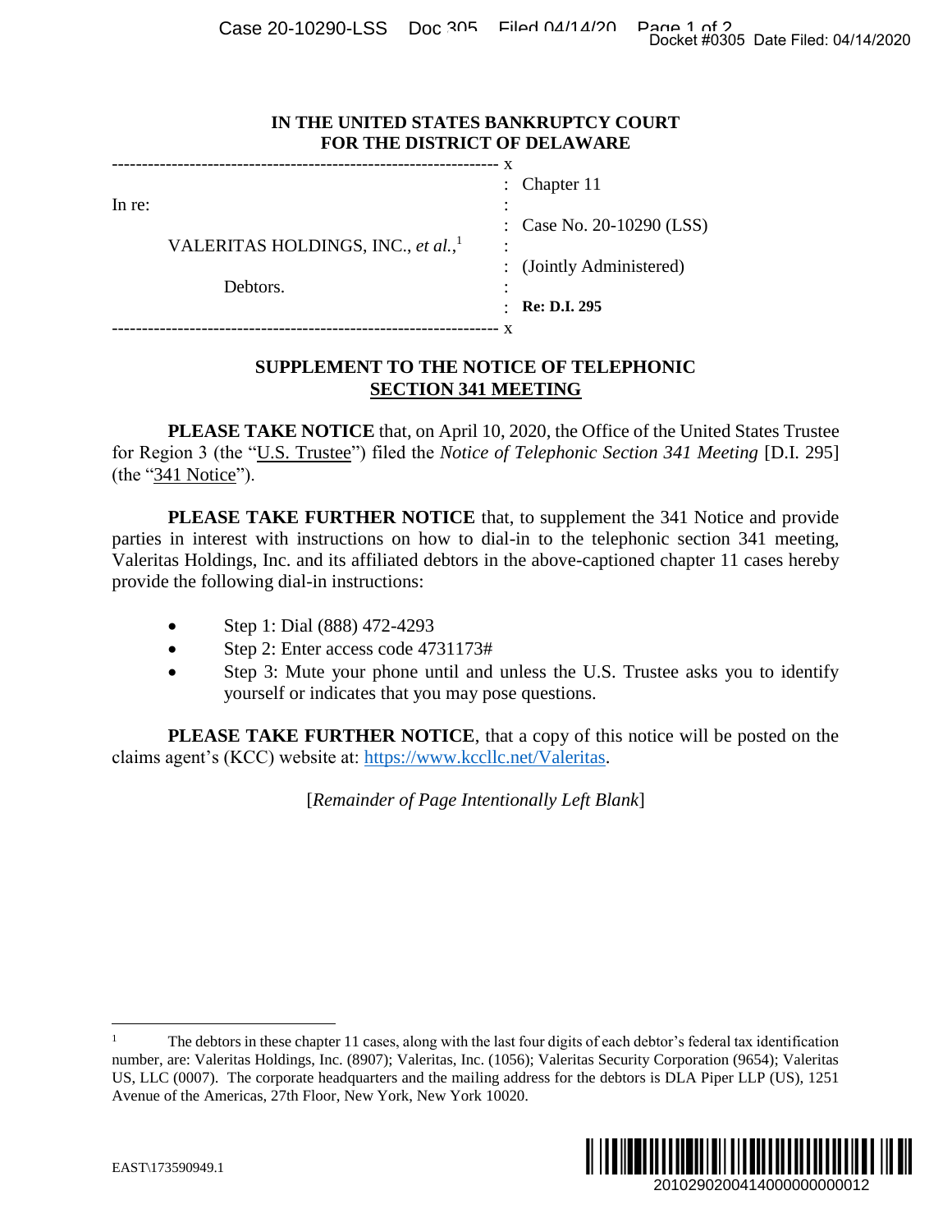**IN THE UNITED STATES BANKRUPTCY COURT**
**FOR THE DISTRICT OF DELAWARE**

| | |
|---|---|
| In re: | Chapter 11 |
| VALERITAS HOLDINGS, INC., *et al.*,[1] | Case No. 20-10290 (LSS) |
| Debtors. | (Jointly Administered) |
| | **Re: D.I. 295** |

## SUPPLEMENT TO THE NOTICE OF TELEPHONIC SECTION 341 MEETING

**PLEASE TAKE NOTICE** that, on April 10, 2020, the Office of the United States Trustee for Region 3 (the "U.S. Trustee") filed the *Notice of Telephonic Section 341 Meeting* [D.I. 295] (the "341 Notice").

**PLEASE TAKE FURTHER NOTICE** that, to supplement the 341 Notice and provide parties in interest with instructions on how to dial-in to the telephonic section 341 meeting, Valeritas Holdings, Inc. and its affiliated debtors in the above-captioned chapter 11 cases hereby provide the following dial-in instructions:

- Step 1: Dial (888) 472-4293
- Step 2: Enter access code 4731173#
- Step 3: Mute your phone until and unless the U.S. Trustee asks you to identify yourself or indicates that you may pose questions.

**PLEASE TAKE FURTHER NOTICE**, that a copy of this notice will be posted on the claims agent's (KCC) website at: https://www.kccllc.net/Valeritas.

[*Remainder of Page Intentionally Left Blank*]

[1] The debtors in these chapter 11 cases, along with the last four digits of each debtor's federal tax identification number, are: Valeritas Holdings, Inc. (8907); Valeritas, Inc. (1056); Valeritas Security Corporation (9654); Valeritas US, LLC (0007). The corporate headquarters and the mailing address for the debtors is DLA Piper LLP (US), 1251 Avenue of the Americas, 27th Floor, New York, New York 10020.

EAST\173590949.1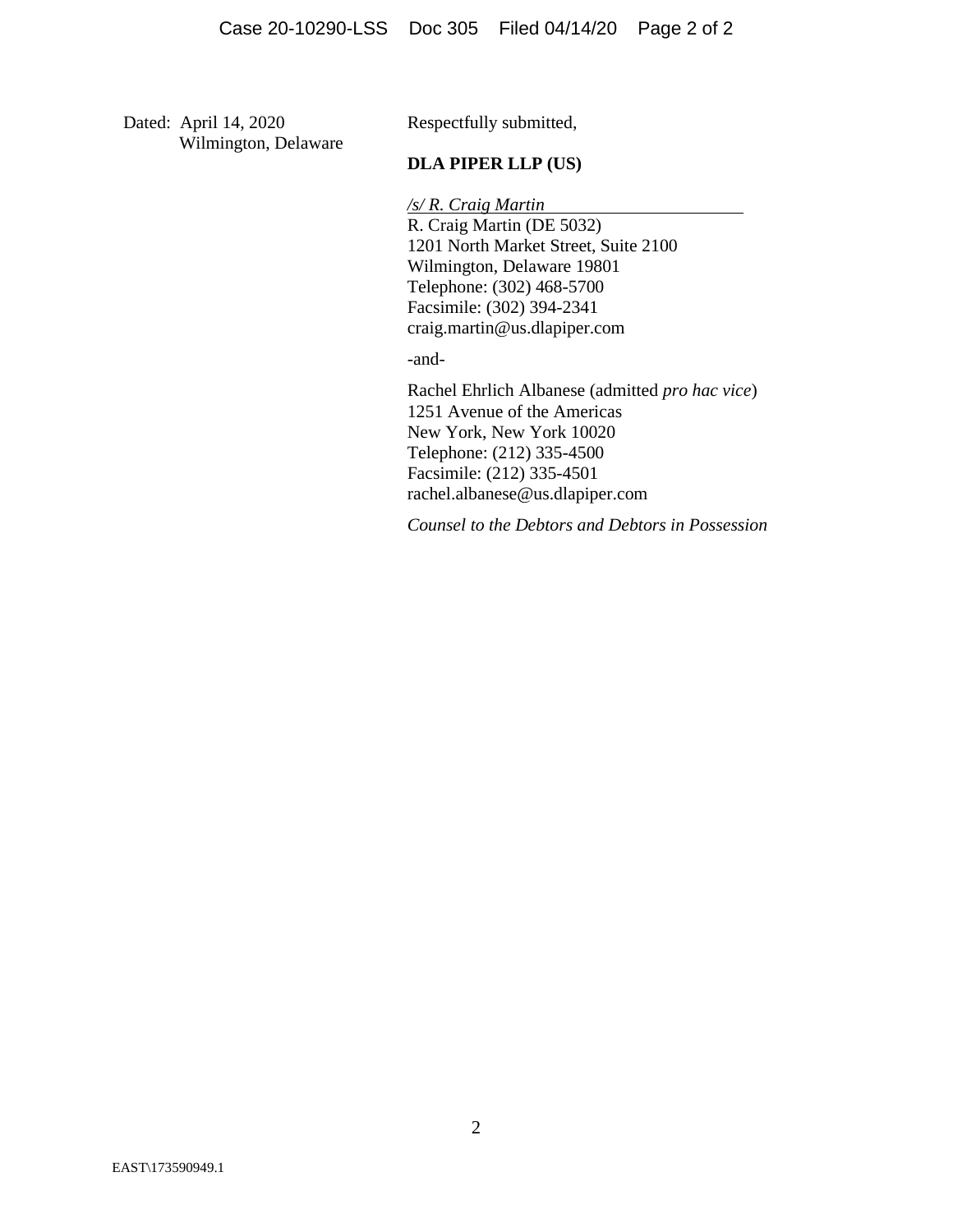Dated: April 14, 2020
Wilmington, Delaware

Respectfully submitted,

**DLA PIPER LLP (US)**

*/s/ R. Craig Martin*
R. Craig Martin (DE 5032)
1201 North Market Street, Suite 2100
Wilmington, Delaware 19801
Telephone: (302) 468-5700
Facsimile: (302) 394-2341
craig.martin@us.dlapiper.com

-and-

Rachel Ehrlich Albanese (admitted *pro hac vice*)
1251 Avenue of the Americas
New York, New York 10020
Telephone: (212) 335-4500
Facsimile: (212) 335-4501
rachel.albanese@us.dlapiper.com

*Counsel to the Debtors and Debtors in Possession*

EAST\173590949.1